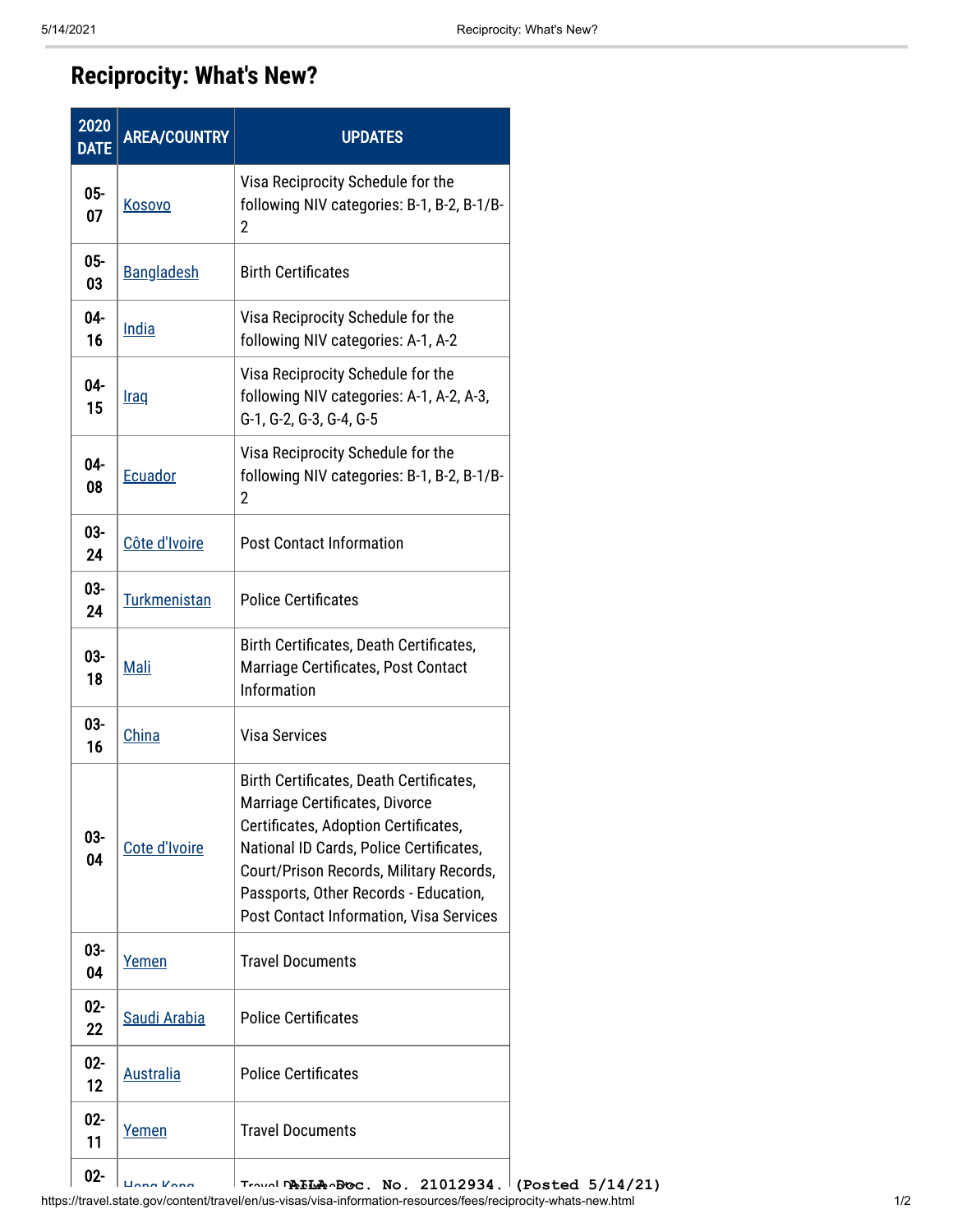# Reciprocity: What's New?

| 2020 DATE | AREA/COUNTRY | UPDATES |
|---|---|---|
| 05-07 | Kosovo | Visa Reciprocity Schedule for the following NIV categories: B-1, B-2, B-1/B-2 |
| 05-03 | Bangladesh | Birth Certificates |
| 04-16 | India | Visa Reciprocity Schedule for the following NIV categories: A-1, A-2 |
| 04-15 | Iraq | Visa Reciprocity Schedule for the following NIV categories: A-1, A-2, A-3, G-1, G-2, G-3, G-4, G-5 |
| 04-08 | Ecuador | Visa Reciprocity Schedule for the following NIV categories: B-1, B-2, B-1/B-2 |
| 03-24 | Côte d'Ivoire | Post Contact Information |
| 03-24 | Turkmenistan | Police Certificates |
| 03-18 | Mali | Birth Certificates, Death Certificates, Marriage Certificates, Post Contact Information |
| 03-16 | China | Visa Services |
| 03-04 | Cote d'Ivoire | Birth Certificates, Death Certificates, Marriage Certificates, Divorce Certificates, Adoption Certificates, National ID Cards, Police Certificates, Court/Prison Records, Military Records, Passports, Other Records - Education, Post Contact Information, Visa Services |
| 03-04 | Yemen | Travel Documents |
| 02-22 | Saudi Arabia | Police Certificates |
| 02-12 | Australia | Police Certificates |
| 02-11 | Yemen | Travel Documents |
| 02- | Hong Kong | Travel Documents |

AILA Doc. No. 21012934. (Posted 5/14/21)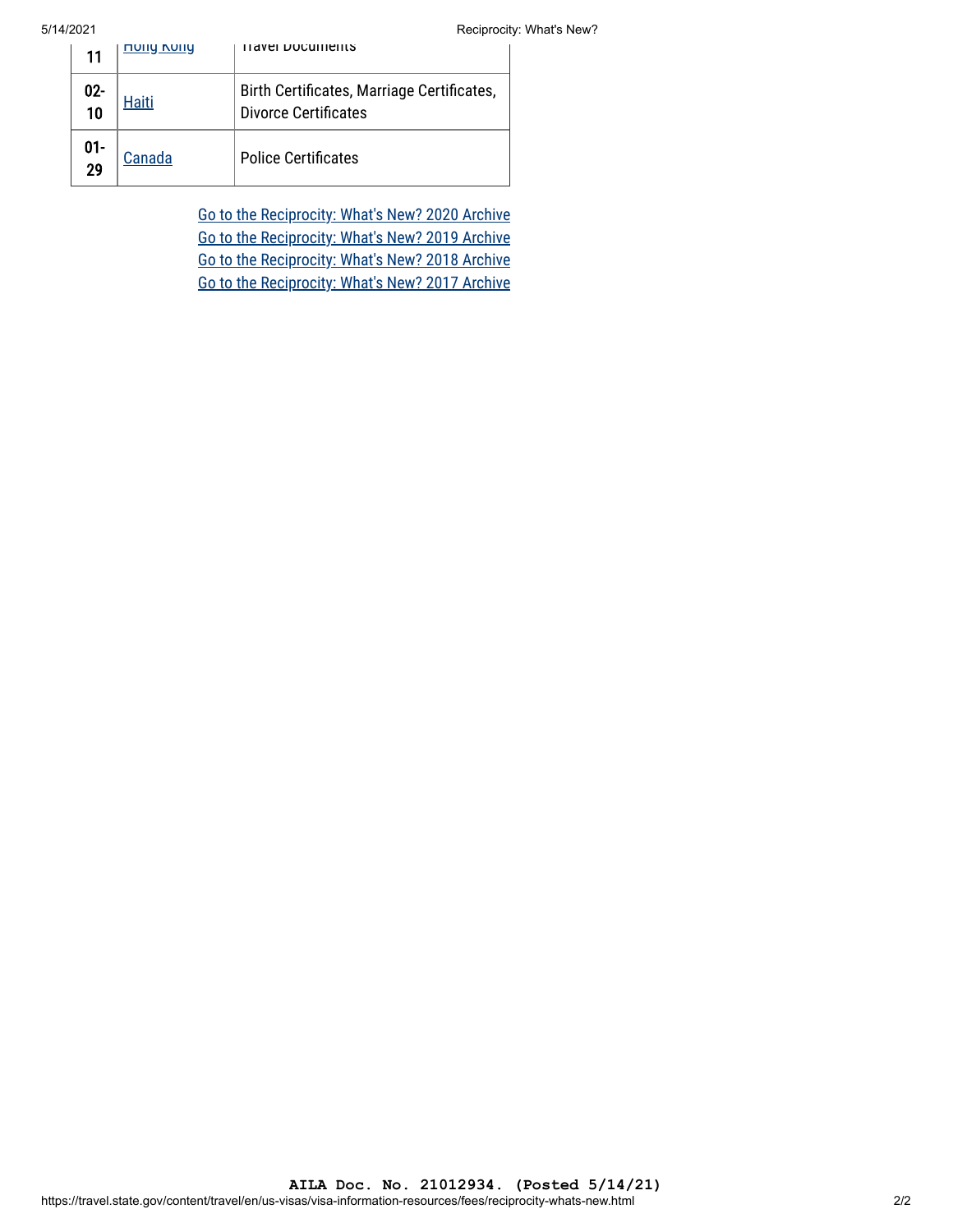| | | |
|---|---|---|
| 11 | Hong Kong | Travel Documents |
| 02-10 | Haiti | Birth Certificates, Marriage Certificates, Divorce Certificates |
| 01-29 | Canada | Police Certificates |

Go to the Reciprocity: What's New? 2020 Archive
Go to the Reciprocity: What's New? 2019 Archive
Go to the Reciprocity: What's New? 2018 Archive
Go to the Reciprocity: What's New? 2017 Archive

**AILA Doc. No. 21012934. (Posted 5/14/21)**